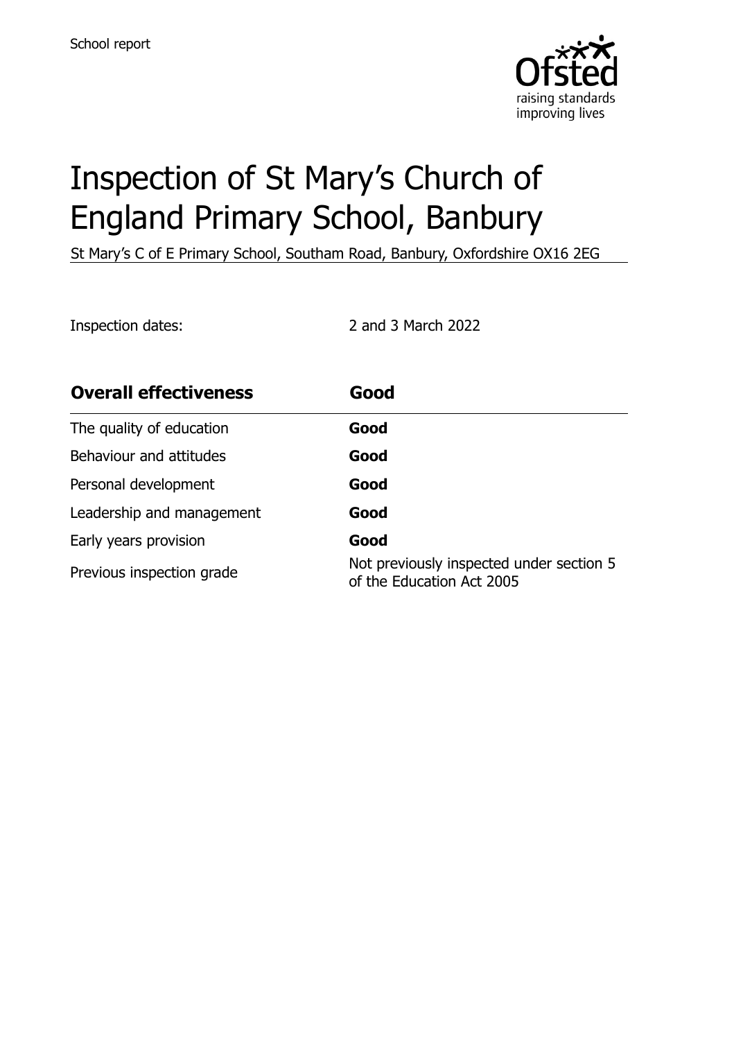School report

# Inspection of St Mary's Church of England Primary School, Banbury

St Mary's C of E Primary School, Southam Road, Banbury, Oxfordshire OX16 2EG

Inspection dates: 2 and 3 March 2022

| **Overall effectiveness** | **Good** |
| --- | --- |
| The quality of education | **Good** |
| Behaviour and attitudes | **Good** |
| Personal development | **Good** |
| Leadership and management | **Good** |
| Early years provision | **Good** |
| Previous inspection grade | Not previously inspected under section 5 of the Education Act 2005 |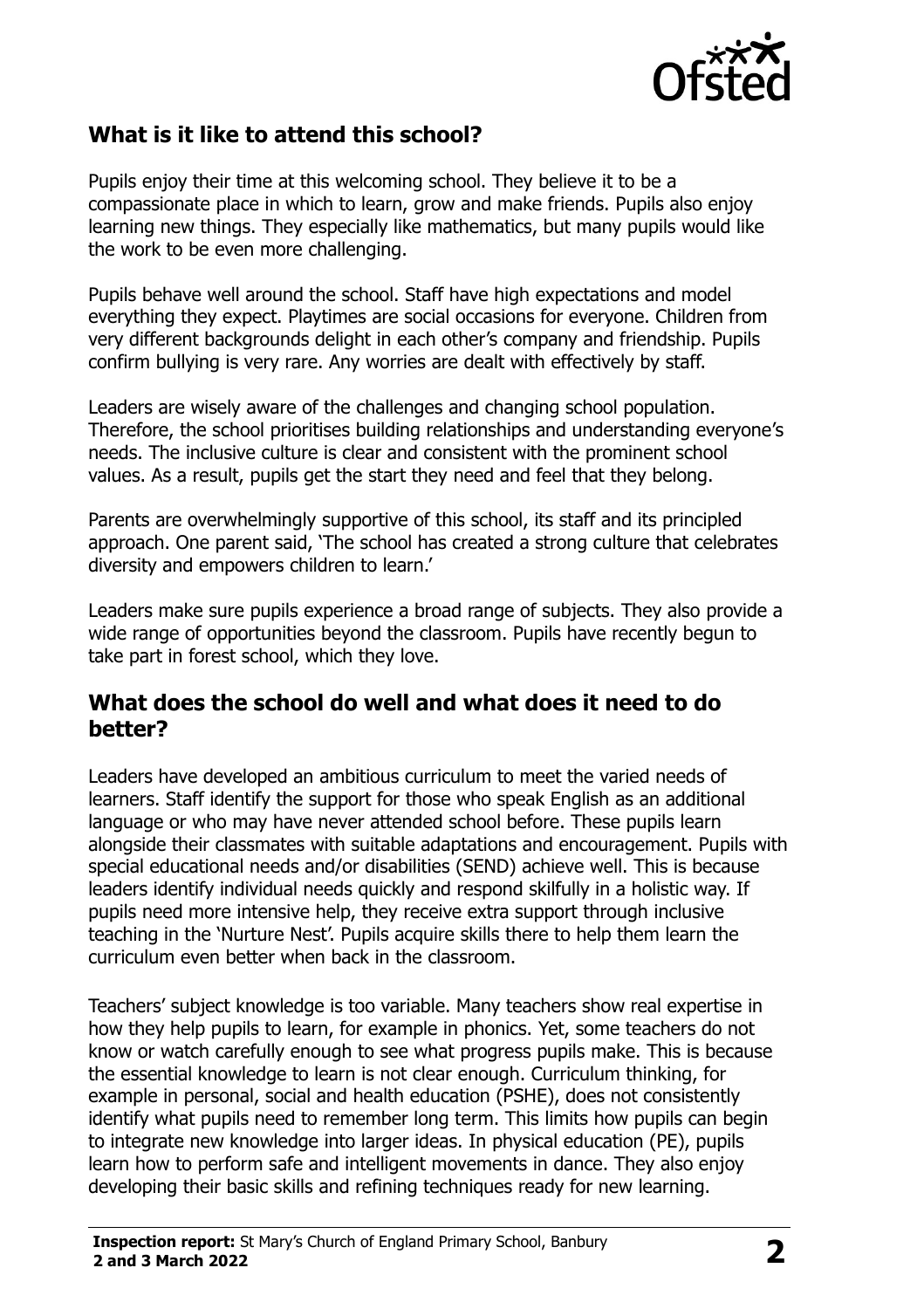## What is it like to attend this school?

Pupils enjoy their time at this welcoming school. They believe it to be a compassionate place in which to learn, grow and make friends. Pupils also enjoy learning new things. They especially like mathematics, but many pupils would like the work to be even more challenging.

Pupils behave well around the school. Staff have high expectations and model everything they expect. Playtimes are social occasions for everyone. Children from very different backgrounds delight in each other's company and friendship. Pupils confirm bullying is very rare. Any worries are dealt with effectively by staff.

Leaders are wisely aware of the challenges and changing school population. Therefore, the school prioritises building relationships and understanding everyone's needs. The inclusive culture is clear and consistent with the prominent school values. As a result, pupils get the start they need and feel that they belong.

Parents are overwhelmingly supportive of this school, its staff and its principled approach. One parent said, 'The school has created a strong culture that celebrates diversity and empowers children to learn.'

Leaders make sure pupils experience a broad range of subjects. They also provide a wide range of opportunities beyond the classroom. Pupils have recently begun to take part in forest school, which they love.

## What does the school do well and what does it need to do better?

Leaders have developed an ambitious curriculum to meet the varied needs of learners. Staff identify the support for those who speak English as an additional language or who may have never attended school before. These pupils learn alongside their classmates with suitable adaptations and encouragement. Pupils with special educational needs and/or disabilities (SEND) achieve well. This is because leaders identify individual needs quickly and respond skilfully in a holistic way. If pupils need more intensive help, they receive extra support through inclusive teaching in the 'Nurture Nest'. Pupils acquire skills there to help them learn the curriculum even better when back in the classroom.

Teachers' subject knowledge is too variable. Many teachers show real expertise in how they help pupils to learn, for example in phonics. Yet, some teachers do not know or watch carefully enough to see what progress pupils make. This is because the essential knowledge to learn is not clear enough. Curriculum thinking, for example in personal, social and health education (PSHE), does not consistently identify what pupils need to remember long term. This limits how pupils can begin to integrate new knowledge into larger ideas. In physical education (PE), pupils learn how to perform safe and intelligent movements in dance. They also enjoy developing their basic skills and refining techniques ready for new learning.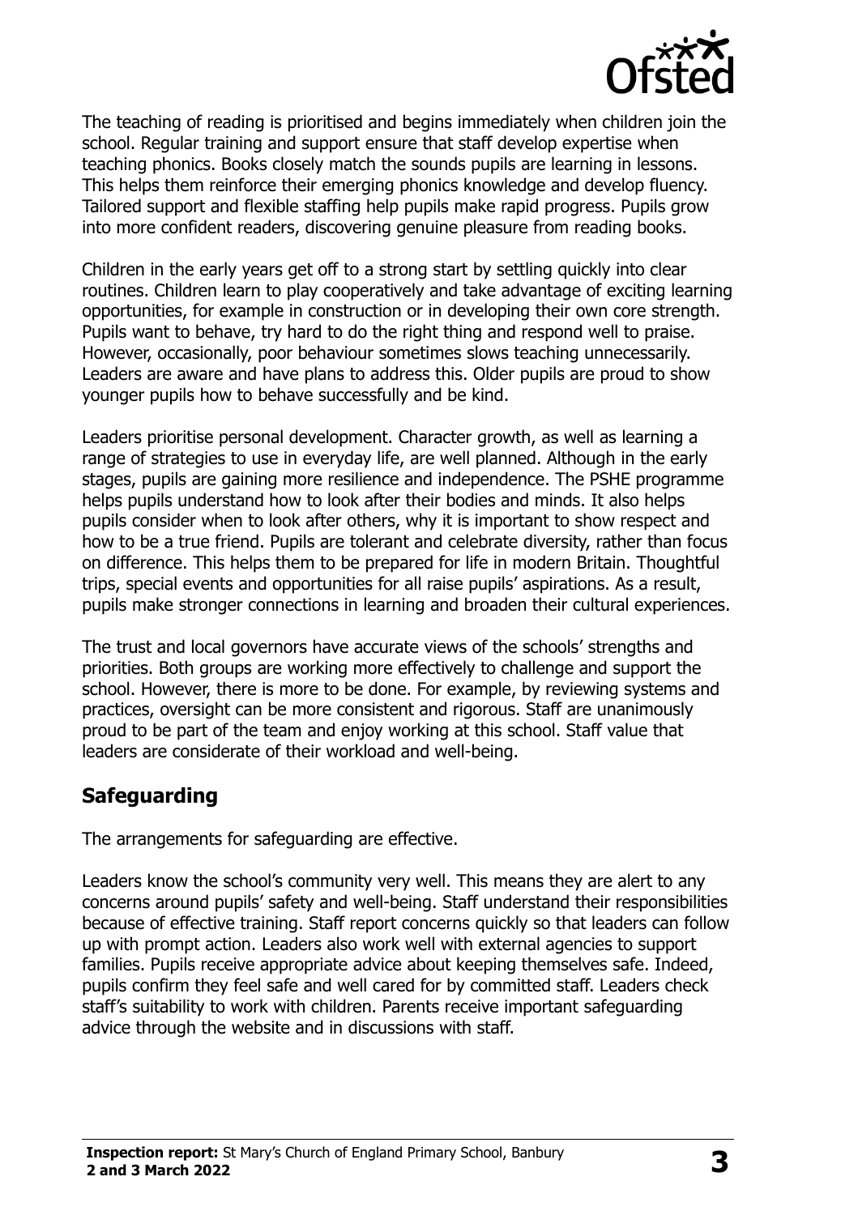The teaching of reading is prioritised and begins immediately when children join the school. Regular training and support ensure that staff develop expertise when teaching phonics. Books closely match the sounds pupils are learning in lessons. This helps them reinforce their emerging phonics knowledge and develop fluency. Tailored support and flexible staffing help pupils make rapid progress. Pupils grow into more confident readers, discovering genuine pleasure from reading books.

Children in the early years get off to a strong start by settling quickly into clear routines. Children learn to play cooperatively and take advantage of exciting learning opportunities, for example in construction or in developing their own core strength. Pupils want to behave, try hard to do the right thing and respond well to praise. However, occasionally, poor behaviour sometimes slows teaching unnecessarily. Leaders are aware and have plans to address this. Older pupils are proud to show younger pupils how to behave successfully and be kind.

Leaders prioritise personal development. Character growth, as well as learning a range of strategies to use in everyday life, are well planned. Although in the early stages, pupils are gaining more resilience and independence. The PSHE programme helps pupils understand how to look after their bodies and minds. It also helps pupils consider when to look after others, why it is important to show respect and how to be a true friend. Pupils are tolerant and celebrate diversity, rather than focus on difference. This helps them to be prepared for life in modern Britain. Thoughtful trips, special events and opportunities for all raise pupils' aspirations. As a result, pupils make stronger connections in learning and broaden their cultural experiences.

The trust and local governors have accurate views of the schools' strengths and priorities. Both groups are working more effectively to challenge and support the school. However, there is more to be done. For example, by reviewing systems and practices, oversight can be more consistent and rigorous. Staff are unanimously proud to be part of the team and enjoy working at this school. Staff value that leaders are considerate of their workload and well-being.

## Safeguarding

The arrangements for safeguarding are effective.

Leaders know the school's community very well. This means they are alert to any concerns around pupils' safety and well-being. Staff understand their responsibilities because of effective training. Staff report concerns quickly so that leaders can follow up with prompt action. Leaders also work well with external agencies to support families. Pupils receive appropriate advice about keeping themselves safe. Indeed, pupils confirm they feel safe and well cared for by committed staff. Leaders check staff's suitability to work with children. Parents receive important safeguarding advice through the website and in discussions with staff.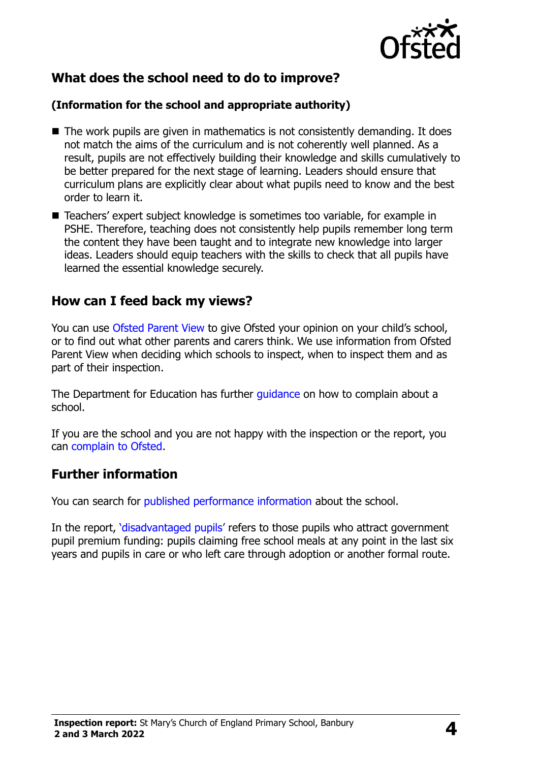## What does the school need to do to improve?

**(Information for the school and appropriate authority)**

- The work pupils are given in mathematics is not consistently demanding. It does not match the aims of the curriculum and is not coherently well planned. As a result, pupils are not effectively building their knowledge and skills cumulatively to be better prepared for the next stage of learning. Leaders should ensure that curriculum plans are explicitly clear about what pupils need to know and the best order to learn it.
- Teachers' expert subject knowledge is sometimes too variable, for example in PSHE. Therefore, teaching does not consistently help pupils remember long term the content they have been taught and to integrate new knowledge into larger ideas. Leaders should equip teachers with the skills to check that all pupils have learned the essential knowledge securely.

## How can I feed back my views?

You can use Ofsted Parent View to give Ofsted your opinion on your child's school, or to find out what other parents and carers think. We use information from Ofsted Parent View when deciding which schools to inspect, when to inspect them and as part of their inspection.

The Department for Education has further guidance on how to complain about a school.

If you are the school and you are not happy with the inspection or the report, you can complain to Ofsted.

## Further information

You can search for published performance information about the school.

In the report, 'disadvantaged pupils' refers to those pupils who attract government pupil premium funding: pupils claiming free school meals at any point in the last six years and pupils in care or who left care through adoption or another formal route.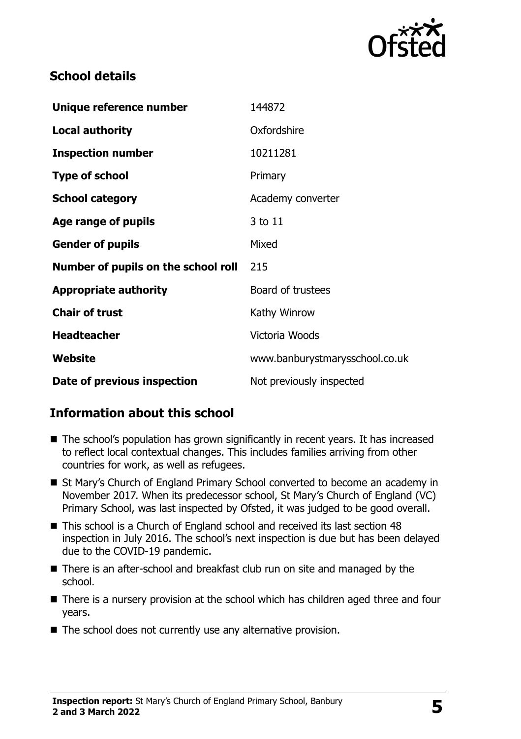## School details

| | |
|---|---|
| **Unique reference number** | 144872 |
| **Local authority** | Oxfordshire |
| **Inspection number** | 10211281 |
| **Type of school** | Primary |
| **School category** | Academy converter |
| **Age range of pupils** | 3 to 11 |
| **Gender of pupils** | Mixed |
| **Number of pupils on the school roll** | 215 |
| **Appropriate authority** | Board of trustees |
| **Chair of trust** | Kathy Winrow |
| **Headteacher** | Victoria Woods |
| **Website** | www.banburystmarysschool.co.uk |
| **Date of previous inspection** | Not previously inspected |

## Information about this school

- The school's population has grown significantly in recent years. It has increased to reflect local contextual changes. This includes families arriving from other countries for work, as well as refugees.
- St Mary's Church of England Primary School converted to become an academy in November 2017. When its predecessor school, St Mary's Church of England (VC) Primary School, was last inspected by Ofsted, it was judged to be good overall.
- This school is a Church of England school and received its last section 48 inspection in July 2016. The school's next inspection is due but has been delayed due to the COVID-19 pandemic.
- There is an after-school and breakfast club run on site and managed by the school.
- There is a nursery provision at the school which has children aged three and four years.
- The school does not currently use any alternative provision.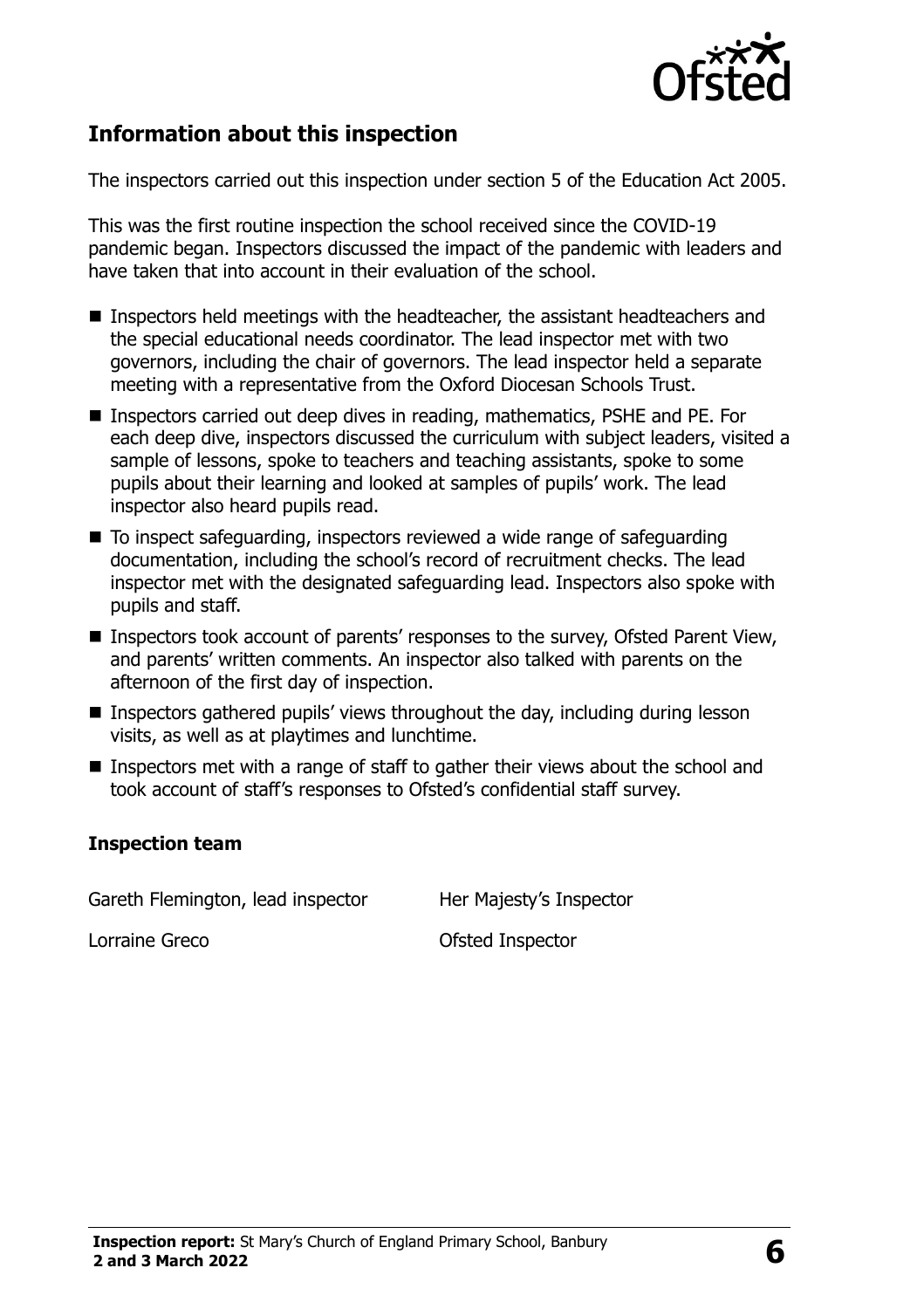## Information about this inspection

The inspectors carried out this inspection under section 5 of the Education Act 2005.

This was the first routine inspection the school received since the COVID-19 pandemic began. Inspectors discussed the impact of the pandemic with leaders and have taken that into account in their evaluation of the school.

- Inspectors held meetings with the headteacher, the assistant headteachers and the special educational needs coordinator. The lead inspector met with two governors, including the chair of governors. The lead inspector held a separate meeting with a representative from the Oxford Diocesan Schools Trust.
- Inspectors carried out deep dives in reading, mathematics, PSHE and PE. For each deep dive, inspectors discussed the curriculum with subject leaders, visited a sample of lessons, spoke to teachers and teaching assistants, spoke to some pupils about their learning and looked at samples of pupils' work. The lead inspector also heard pupils read.
- To inspect safeguarding, inspectors reviewed a wide range of safeguarding documentation, including the school's record of recruitment checks. The lead inspector met with the designated safeguarding lead. Inspectors also spoke with pupils and staff.
- Inspectors took account of parents' responses to the survey, Ofsted Parent View, and parents' written comments. An inspector also talked with parents on the afternoon of the first day of inspection.
- Inspectors gathered pupils' views throughout the day, including during lesson visits, as well as at playtimes and lunchtime.
- Inspectors met with a range of staff to gather their views about the school and took account of staff's responses to Ofsted's confidential staff survey.

### Inspection team

| | |
|---|---|
| Gareth Flemington, lead inspector | Her Majesty's Inspector |
| Lorraine Greco | Ofsted Inspector |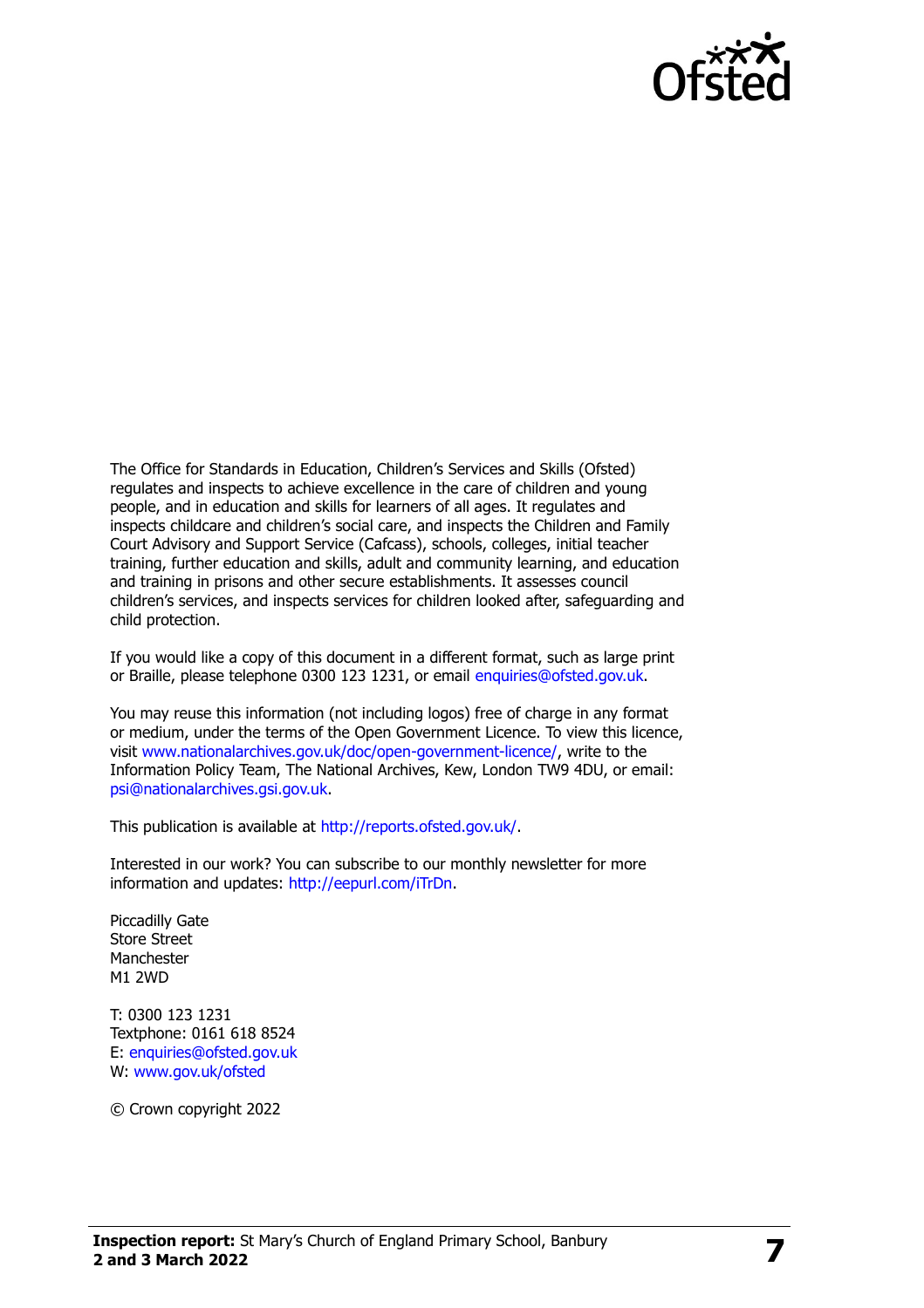The Office for Standards in Education, Children's Services and Skills (Ofsted) regulates and inspects to achieve excellence in the care of children and young people, and in education and skills for learners of all ages. It regulates and inspects childcare and children's social care, and inspects the Children and Family Court Advisory and Support Service (Cafcass), schools, colleges, initial teacher training, further education and skills, adult and community learning, and education and training in prisons and other secure establishments. It assesses council children's services, and inspects services for children looked after, safeguarding and child protection.

If you would like a copy of this document in a different format, such as large print or Braille, please telephone 0300 123 1231, or email enquiries@ofsted.gov.uk.

You may reuse this information (not including logos) free of charge in any format or medium, under the terms of the Open Government Licence. To view this licence, visit www.nationalarchives.gov.uk/doc/open-government-licence/, write to the Information Policy Team, The National Archives, Kew, London TW9 4DU, or email: psi@nationalarchives.gsi.gov.uk.

This publication is available at http://reports.ofsted.gov.uk/.

Interested in our work? You can subscribe to our monthly newsletter for more information and updates: http://eepurl.com/iTrDn.

Piccadilly Gate
Store Street
Manchester
M1 2WD

T: 0300 123 1231
Textphone: 0161 618 8524
E: enquiries@ofsted.gov.uk
W: www.gov.uk/ofsted

© Crown copyright 2022